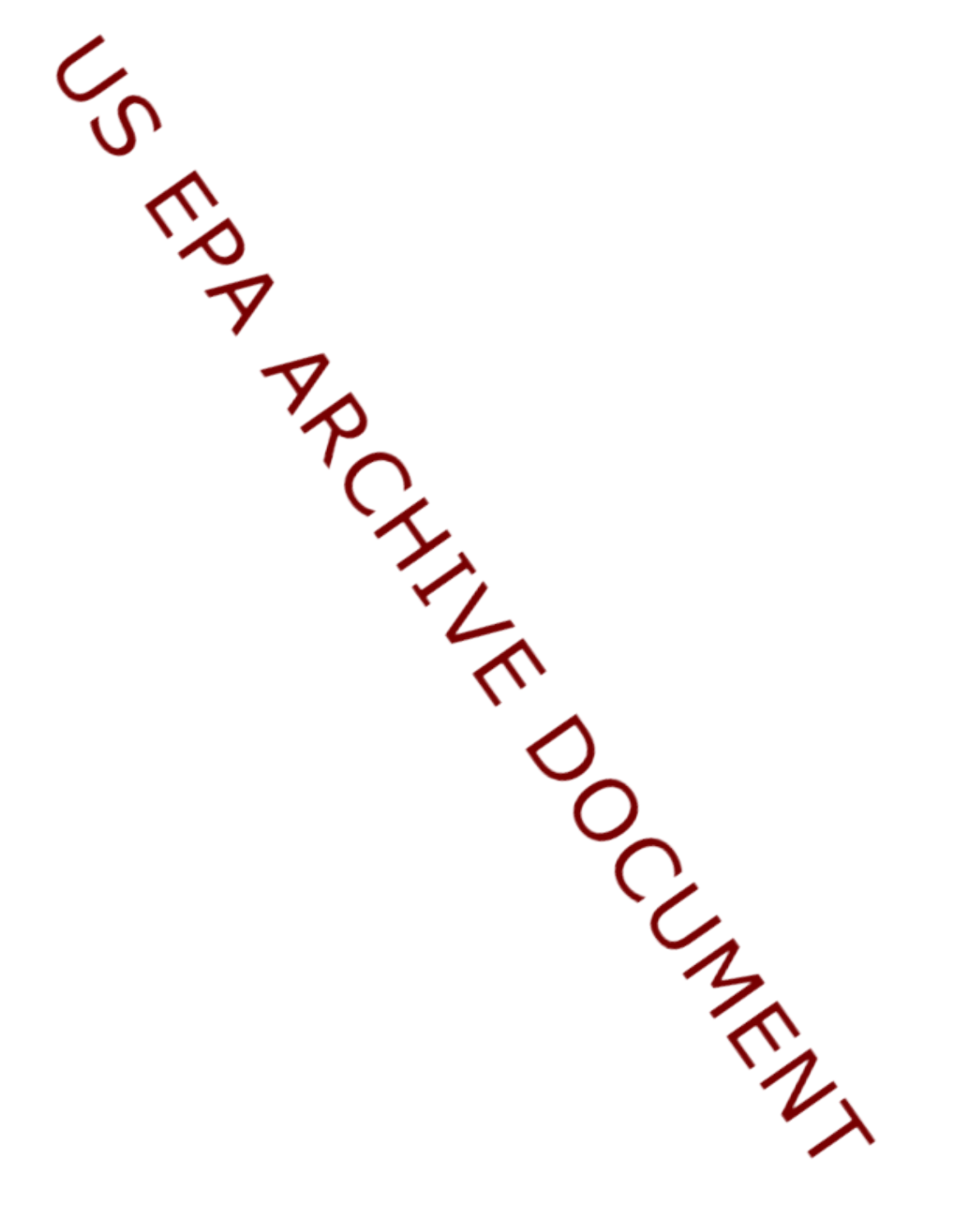US EPA ARCHIVE DOCUMENT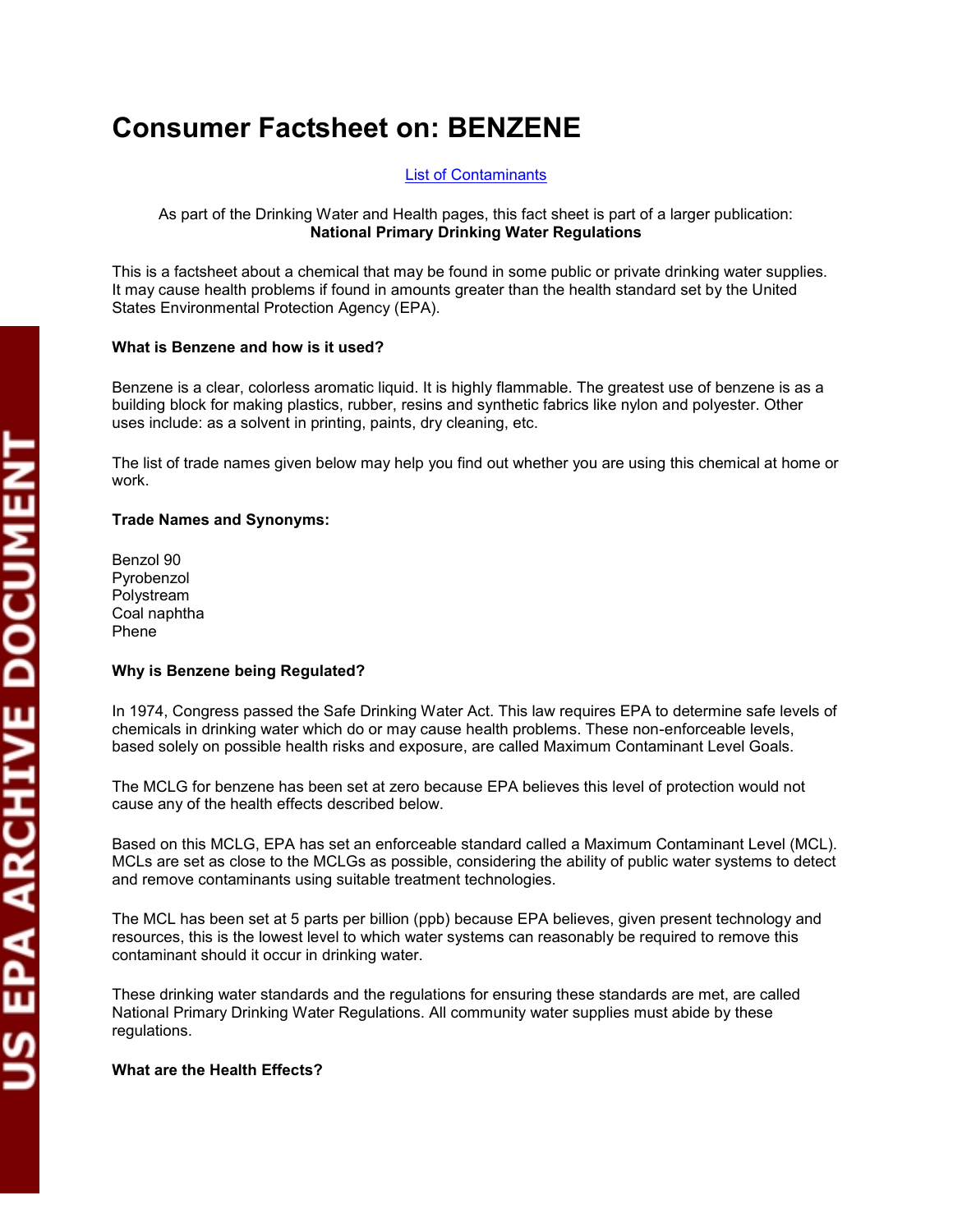# Consumer Factsheet on: BENZENE

[List of Contaminants]

As part of the Drinking Water and Health pages, this fact sheet is part of a larger publication:
**National Primary Drinking Water Regulations**

This is a factsheet about a chemical that may be found in some public or private drinking water supplies. It may cause health problems if found in amounts greater than the health standard set by the United States Environmental Protection Agency (EPA).

### What is Benzene and how is it used?

Benzene is a clear, colorless aromatic liquid. It is highly flammable. The greatest use of benzene is as a building block for making plastics, rubber, resins and synthetic fabrics like nylon and polyester. Other uses include: as a solvent in printing, paints, dry cleaning, etc.

The list of trade names given below may help you find out whether you are using this chemical at home or work.

### Trade Names and Synonyms:

Benzol 90
Pyrobenzol
Polystream
Coal naphtha
Phene

### Why is Benzene being Regulated?

In 1974, Congress passed the Safe Drinking Water Act. This law requires EPA to determine safe levels of chemicals in drinking water which do or may cause health problems. These non-enforceable levels, based solely on possible health risks and exposure, are called Maximum Contaminant Level Goals.

The MCLG for benzene has been set at zero because EPA believes this level of protection would not cause any of the health effects described below.

Based on this MCLG, EPA has set an enforceable standard called a Maximum Contaminant Level (MCL). MCLs are set as close to the MCLGs as possible, considering the ability of public water systems to detect and remove contaminants using suitable treatment technologies.

The MCL has been set at 5 parts per billion (ppb) because EPA believes, given present technology and resources, this is the lowest level to which water systems can reasonably be required to remove this contaminant should it occur in drinking water.

These drinking water standards and the regulations for ensuring these standards are met, are called National Primary Drinking Water Regulations. All community water supplies must abide by these regulations.

### What are the Health Effects?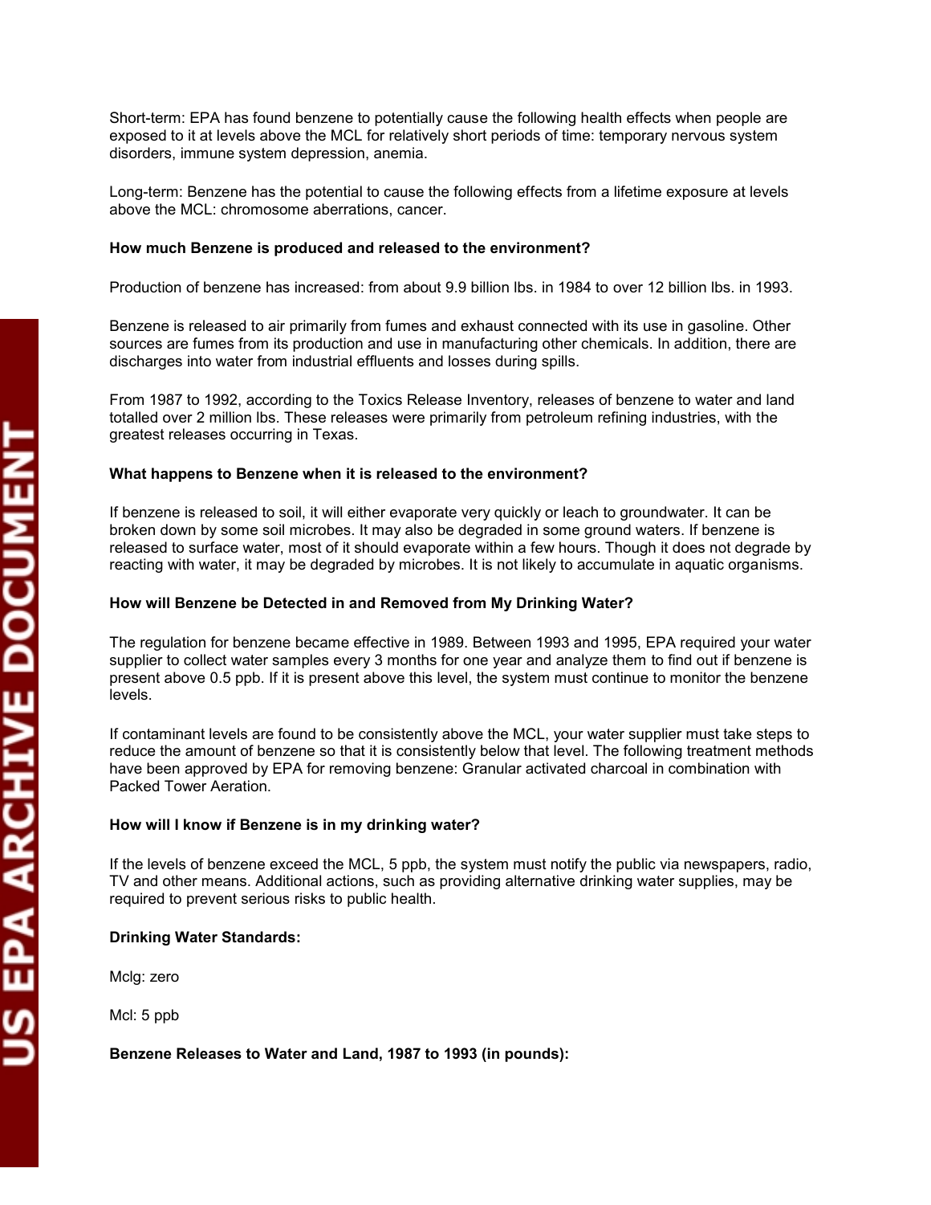Short-term: EPA has found benzene to potentially cause the following health effects when people are exposed to it at levels above the MCL for relatively short periods of time: temporary nervous system disorders, immune system depression, anemia.

Long-term: Benzene has the potential to cause the following effects from a lifetime exposure at levels above the MCL: chromosome aberrations, cancer.

**How much Benzene is produced and released to the environment?**

Production of benzene has increased: from about 9.9 billion lbs. in 1984 to over 12 billion lbs. in 1993.

Benzene is released to air primarily from fumes and exhaust connected with its use in gasoline. Other sources are fumes from its production and use in manufacturing other chemicals. In addition, there are discharges into water from industrial effluents and losses during spills.

From 1987 to 1992, according to the Toxics Release Inventory, releases of benzene to water and land totalled over 2 million lbs. These releases were primarily from petroleum refining industries, with the greatest releases occurring in Texas.

**What happens to Benzene when it is released to the environment?**

If benzene is released to soil, it will either evaporate very quickly or leach to groundwater. It can be broken down by some soil microbes. It may also be degraded in some ground waters. If benzene is released to surface water, most of it should evaporate within a few hours. Though it does not degrade by reacting with water, it may be degraded by microbes. It is not likely to accumulate in aquatic organisms.

**How will Benzene be Detected in and Removed from My Drinking Water?**

The regulation for benzene became effective in 1989. Between 1993 and 1995, EPA required your water supplier to collect water samples every 3 months for one year and analyze them to find out if benzene is present above 0.5 ppb. If it is present above this level, the system must continue to monitor the benzene levels.

If contaminant levels are found to be consistently above the MCL, your water supplier must take steps to reduce the amount of benzene so that it is consistently below that level. The following treatment methods have been approved by EPA for removing benzene: Granular activated charcoal in combination with Packed Tower Aeration.

**How will I know if Benzene is in my drinking water?**

If the levels of benzene exceed the MCL, 5 ppb, the system must notify the public via newspapers, radio, TV and other means. Additional actions, such as providing alternative drinking water supplies, may be required to prevent serious risks to public health.

**Drinking Water Standards:**

Mclg: zero

Mcl: 5 ppb

**Benzene Releases to Water and Land, 1987 to 1993 (in pounds):**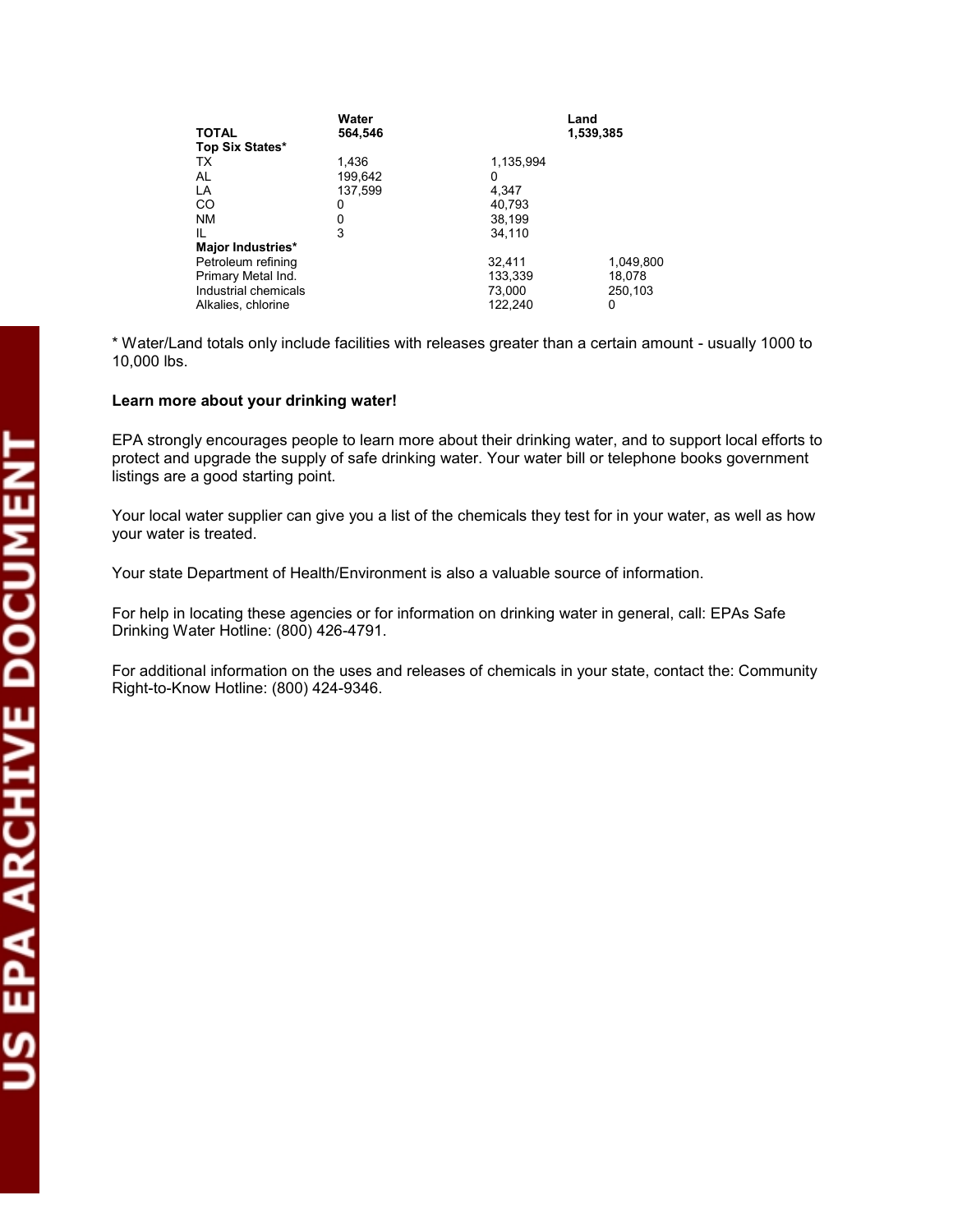| | Water | Land |
|---|---|---|
| **TOTAL** | **564,546** | **1,539,385** |
| **Top Six States*** | | |
| TX | 1,436 | 1,135,994 |
| AL | 199,642 | 0 |
| LA | 137,599 | 4,347 |
| CO | 0 | 40,793 |
| NM | 0 | 38,199 |
| IL | 3 | 34,110 |
| **Major Industries*** | | |
| Petroleum refining | 32,411 | 1,049,800 |
| Primary Metal Ind. | 133,339 | 18,078 |
| Industrial chemicals | 73,000 | 250,103 |
| Alkalies, chlorine | 122,240 | 0 |

* Water/Land totals only include facilities with releases greater than a certain amount - usually 1000 to 10,000 lbs.

**Learn more about your drinking water!**

EPA strongly encourages people to learn more about their drinking water, and to support local efforts to protect and upgrade the supply of safe drinking water. Your water bill or telephone books government listings are a good starting point.

Your local water supplier can give you a list of the chemicals they test for in your water, as well as how your water is treated.

Your state Department of Health/Environment is also a valuable source of information.

For help in locating these agencies or for information on drinking water in general, call: EPAs Safe Drinking Water Hotline: (800) 426-4791.

For additional information on the uses and releases of chemicals in your state, contact the: Community Right-to-Know Hotline: (800) 424-9346.